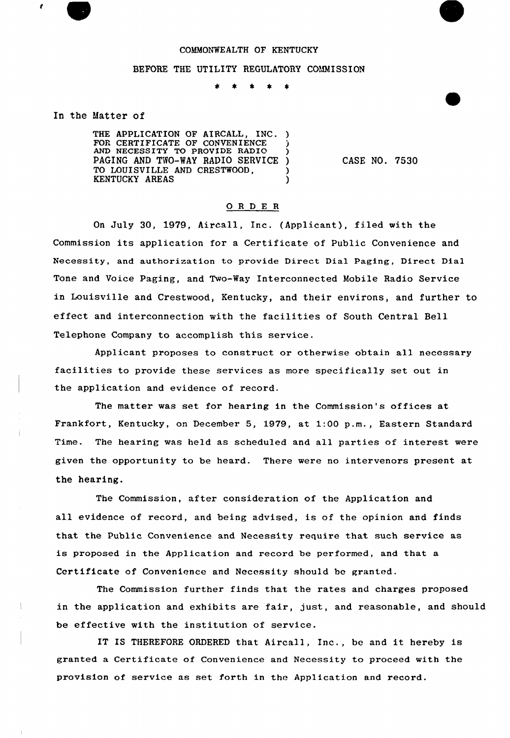COMMONWEALTH OF KENTUCKY

BEFORE THE UTILITY REGULATORY COMMISSION

\* \* \* \* \*

In the Matter of

THE APPLICATION OF AIRCALL, INC. )
FOR CERTIFICATE OF CONVENIENCE )
AND NECESSITY TO PROVIDE RADIO )
PAGING AND TWO-WAY RADIO SERVICE ) CASE NO. 7530
TO LOUISVILLE AND CRESTWOOD, )
KENTUCKY AREAS )

## ORDER

On July 30, 1979, Aircall, Inc. (Applicant), filed with the Commission its application for a Certificate of Public Convenience and Necessity, and authorization to provide Direct Dial Paging, Direct Dial Tone and Voice Paging, and Two-Way Interconnected Mobile Radio Service in Louisville and Crestwood, Kentucky, and their environs, and further to effect and interconnection with the facilities of South Central Bell Telephone Company to accomplish this service.

Applicant proposes to construct or otherwise obtain all necessary facilities to provide these services as more specifically set out in the application and evidence of record.

The matter was set for hearing in the Commission's offices at Frankfort, Kentucky, on December 5, 1979, at 1:00 p.m., Eastern Standard Time. The hearing was held as scheduled and all parties of interest were given the opportunity to be heard. There were no intervenors present at the hearing.

The Commission, after consideration of the Application and all evidence of record, and being advised, is of the opinion and finds that the Public Convenience and Necessity require that such service as is proposed in the Application and record be performed, and that a Certificate of Convenience and Necessity should be granted.

The Commission further finds that the rates and charges proposed in the application and exhibits are fair, just, and reasonable, and should be effective with the institution of service.

IT IS THEREFORE ORDERED that Aircall, Inc., be and it hereby is granted a Certificate of Convenience and Necessity to proceed with the provision of service as set forth in the Application and record.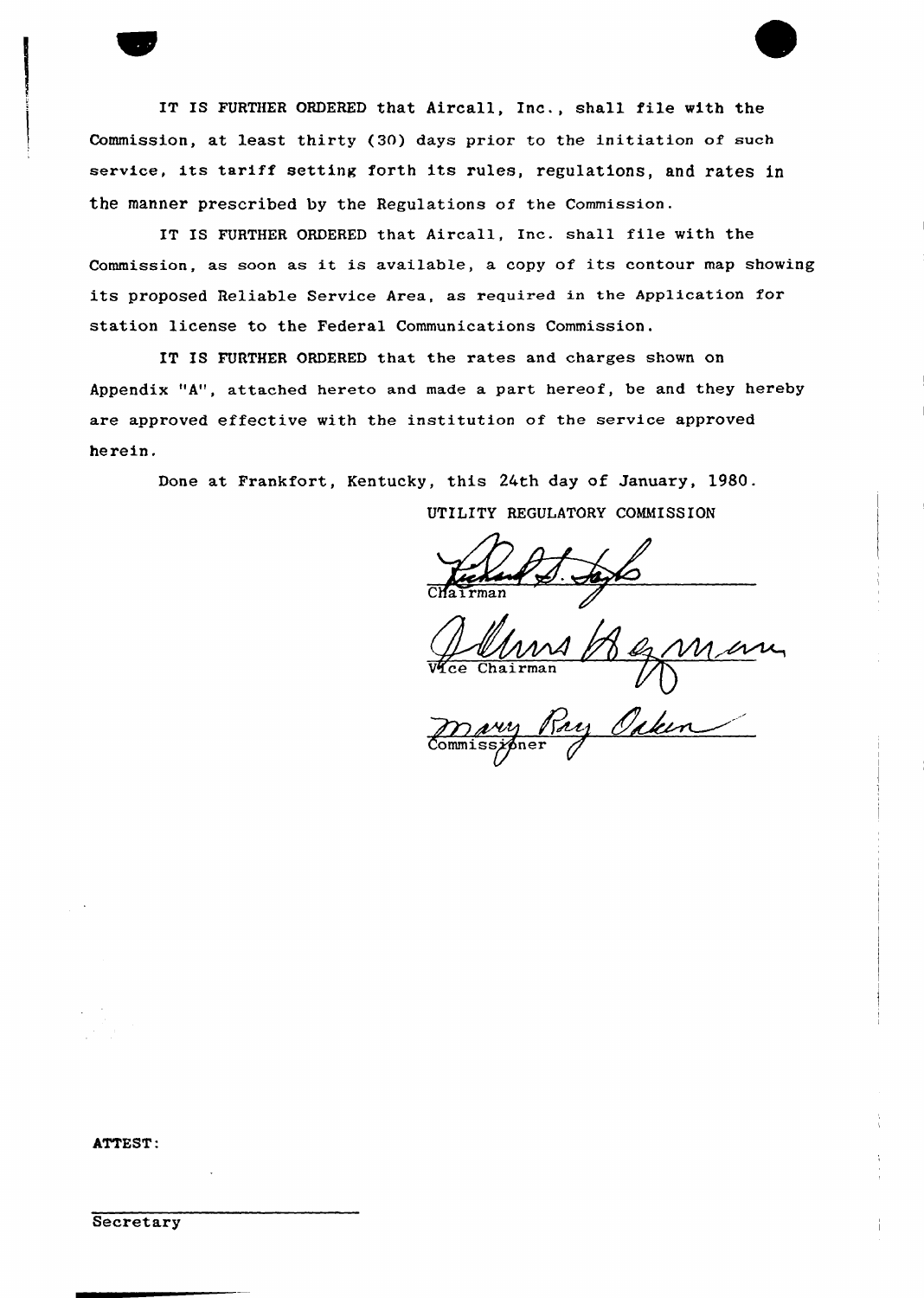IT IS FURTHER ORDERED that Aircall, Inc., shall file with the Commission, at least thirty (30) days prior to the initiation of such service, its tariff setting forth its rules, regulations, and rates in the manner prescribed by the Regulations of the Commission.

IT IS FURTHER ORDERED that Aircall, Inc. shall file with the Commission, as soon as it is available, a copy of its contour map showing its proposed Reliable Service Area, as required in the Application for station license to the Federal Communications Commission.

IT IS FURTHER ORDERED that the rates and charges shown on Appendix "A", attached hereto and made a part hereof, be and they hereby are approved effective with the institution of the service approved herein.

Done at Frankfort, Kentucky, this 24th day of January, 1980.

UTILITY REGULATORY COMMISSION

Chairman

Vice Chairman

Commissioner

ATTEST:

Secretary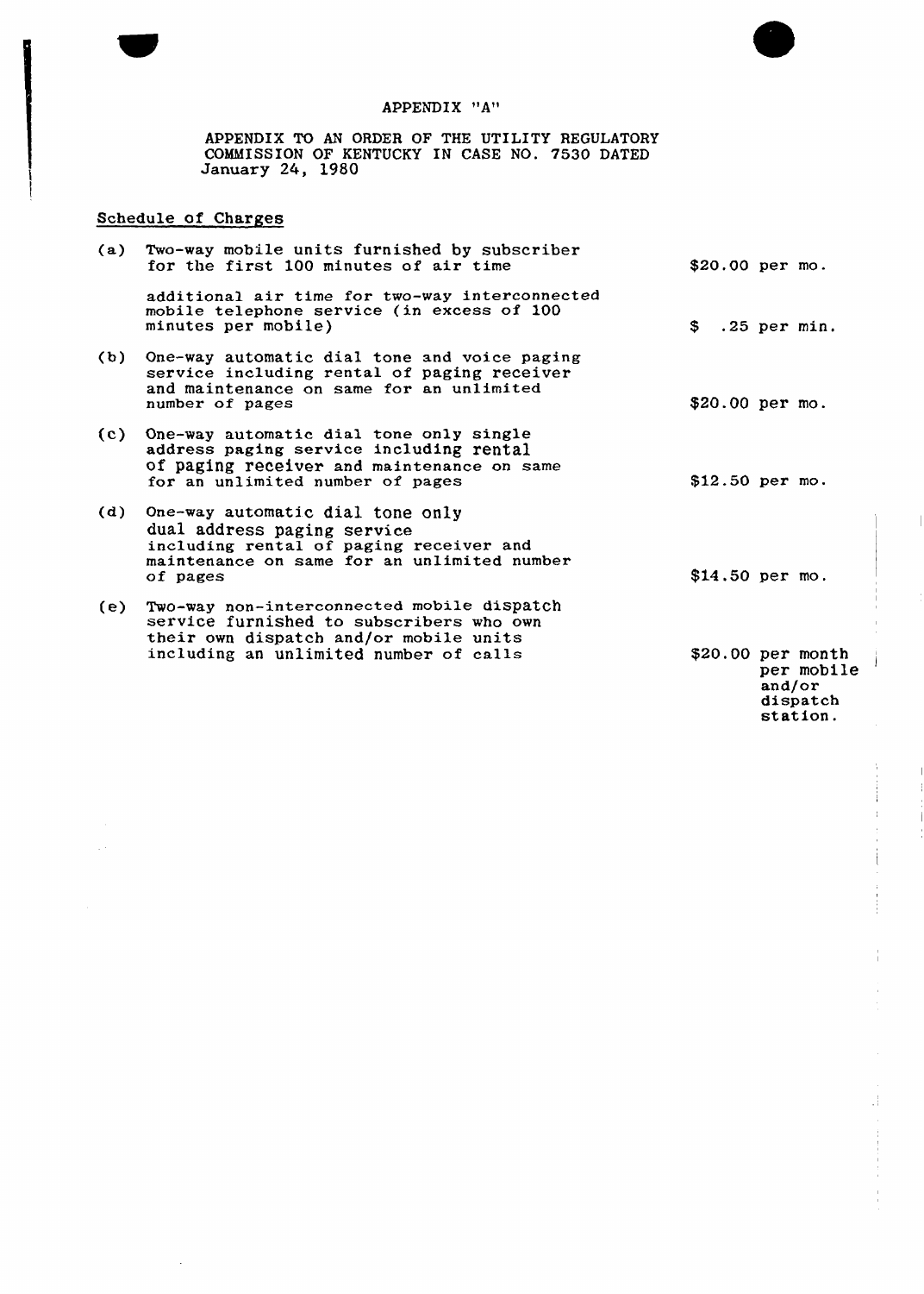# APPENDIX "A"

APPENDIX TO AN ORDER OF THE UTILITY REGULATORY COMMISSION OF KENTUCKY IN CASE NO. 7530 DATED January 24, 1980

## Schedule of Charges

| | | |
|---|---|---|
| (a) | Two-way mobile units furnished by subscriber for the first 100 minutes of air time | $20.00 per mo. |
| | additional air time for two-way interconnected mobile telephone service (in excess of 100 minutes per mobile) | $ .25 per min. |
| (b) | One-way automatic dial tone and voice paging service including rental of paging receiver and maintenance on same for an unlimited number of pages | $20.00 per mo. |
| (c) | One-way automatic dial tone only single address paging service including rental of paging receiver and maintenance on same for an unlimited number of pages | $12.50 per mo. |
| (d) | One-way automatic dial tone only dual address paging service including rental of paging receiver and maintenance on same for an unlimited number of pages | $14.50 per mo. |
| (e) | Two-way non-interconnected mobile dispatch service furnished to subscribers who own their own dispatch and/or mobile units including an unlimited number of calls | $20.00 per month per mobile and/or dispatch station. |